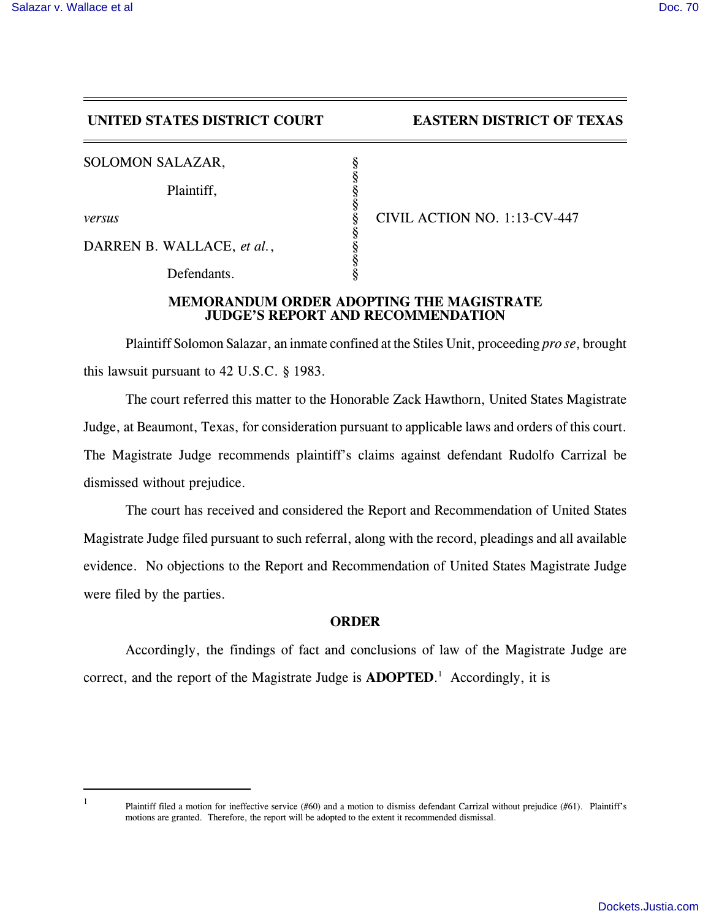**UNITED STATES DISTRICT COURT** **EASTERN DISTRICT OF TEXAS**

| | | |
|---|---|---|
| SOLOMON SALAZAR, | § | |
| Plaintiff, | § | |
| *versus* | § | CIVIL ACTION NO. 1:13-CV-447 |
| DARREN B. WALLACE, *et al.*, | § | |
| Defendants. | § | |

## MEMORANDUM ORDER ADOPTING THE MAGISTRATE JUDGE'S REPORT AND RECOMMENDATION

Plaintiff Solomon Salazar, an inmate confined at the Stiles Unit, proceeding *pro se*, brought this lawsuit pursuant to 42 U.S.C. § 1983.

The court referred this matter to the Honorable Zack Hawthorn, United States Magistrate Judge, at Beaumont, Texas, for consideration pursuant to applicable laws and orders of this court. The Magistrate Judge recommends plaintiff's claims against defendant Rudolfo Carrizal be dismissed without prejudice.

The court has received and considered the Report and Recommendation of United States Magistrate Judge filed pursuant to such referral, along with the record, pleadings and all available evidence. No objections to the Report and Recommendation of United States Magistrate Judge were filed by the parties.

## ORDER

Accordingly, the findings of fact and conclusions of law of the Magistrate Judge are correct, and the report of the Magistrate Judge is **ADOPTED**.[1] Accordingly, it is

---

[1] Plaintiff filed a motion for ineffective service (#60) and a motion to dismiss defendant Carrizal without prejudice (#61). Plaintiff's motions are granted. Therefore, the report will be adopted to the extent it recommended dismissal.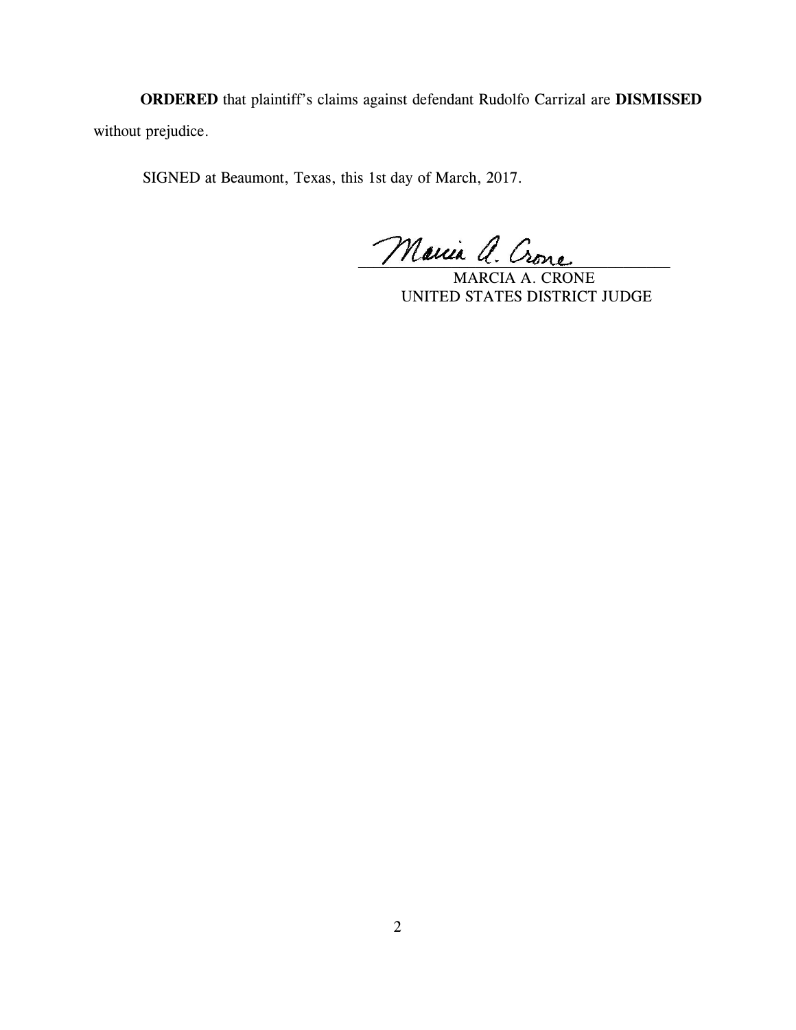**ORDERED** that plaintiff's claims against defendant Rudolfo Carrizal are **DISMISSED** without prejudice.

SIGNED at Beaumont, Texas, this 1st day of March, 2017.

Marcia A. Crone

MARCIA A. CRONE
UNITED STATES DISTRICT JUDGE